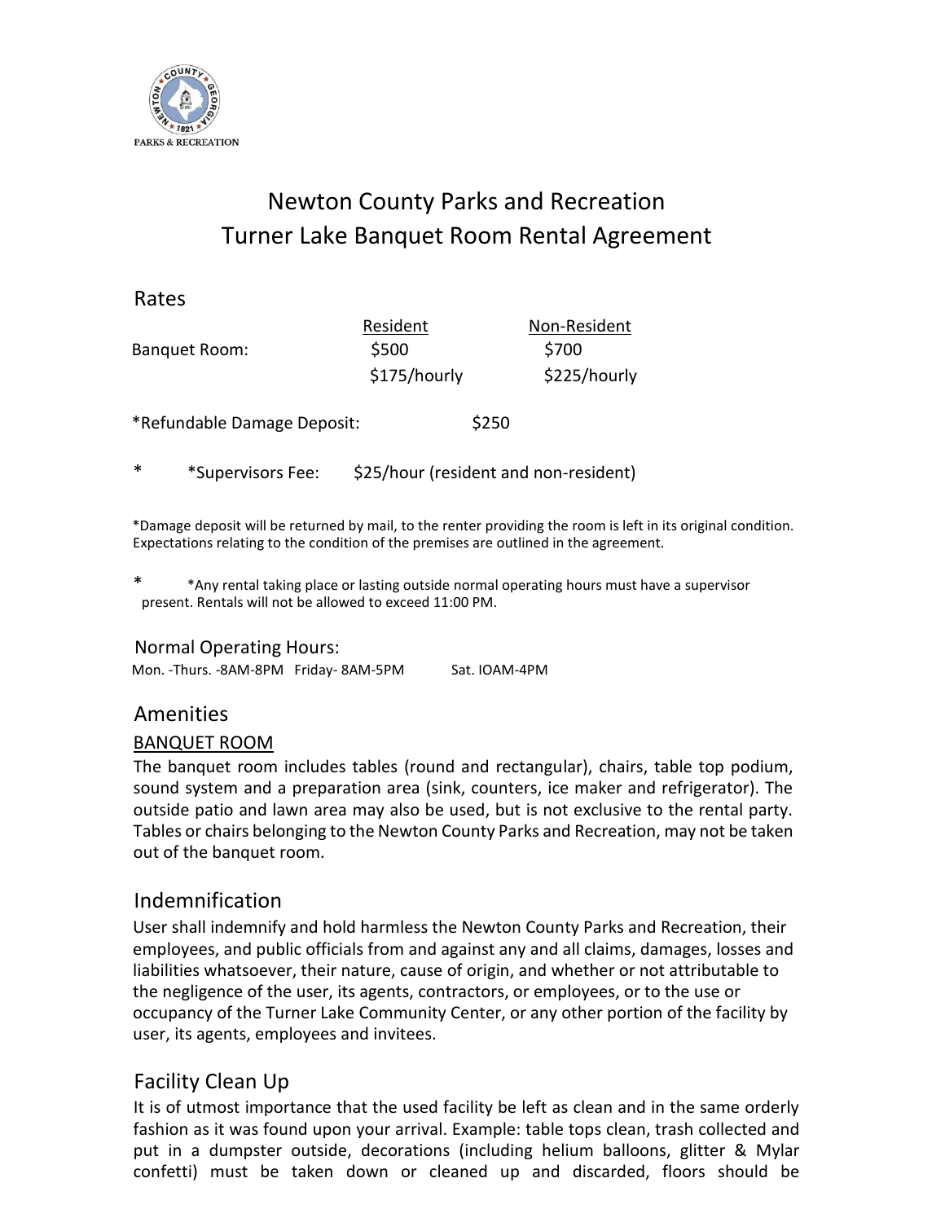PARKS & RECREATION

# Newton County Parks and Recreation
# Turner Lake Banquet Room Rental Agreement

## Rates

| | Resident | Non-Resident |
|---|---|---|
| Banquet Room: | $500 | $700 |
| | $175/hourly | $225/hourly |

*Refundable Damage Deposit: $250

* *Supervisors Fee: $25/hour (resident and non-resident)

*Damage deposit will be returned by mail, to the renter providing the room is left in its original condition. Expectations relating to the condition of the premises are outlined in the agreement.

* *Any rental taking place or lasting outside normal operating hours must have a supervisor present. Rentals will not be allowed to exceed 11:00 PM.

Normal Operating Hours:
Mon. -Thurs. -8AM-8PM Friday- 8AM-5PM Sat. IOAM-4PM

## Amenities

BANQUET ROOM

The banquet room includes tables (round and rectangular), chairs, table top podium, sound system and a preparation area (sink, counters, ice maker and refrigerator). The outside patio and lawn area may also be used, but is not exclusive to the rental party. Tables or chairs belonging to the Newton County Parks and Recreation, may not be taken out of the banquet room.

## Indemnification

User shall indemnify and hold harmless the Newton County Parks and Recreation, their employees, and public officials from and against any and all claims, damages, losses and liabilities whatsoever, their nature, cause of origin, and whether or not attributable to the negligence of the user, its agents, contractors, or employees, or to the use or occupancy of the Turner Lake Community Center, or any other portion of the facility by user, its agents, employees and invitees.

## Facility Clean Up

It is of utmost importance that the used facility be left as clean and in the same orderly fashion as it was found upon your arrival. Example: table tops clean, trash collected and put in a dumpster outside, decorations (including helium balloons, glitter & Mylar confetti) must be taken down or cleaned up and discarded, floors should be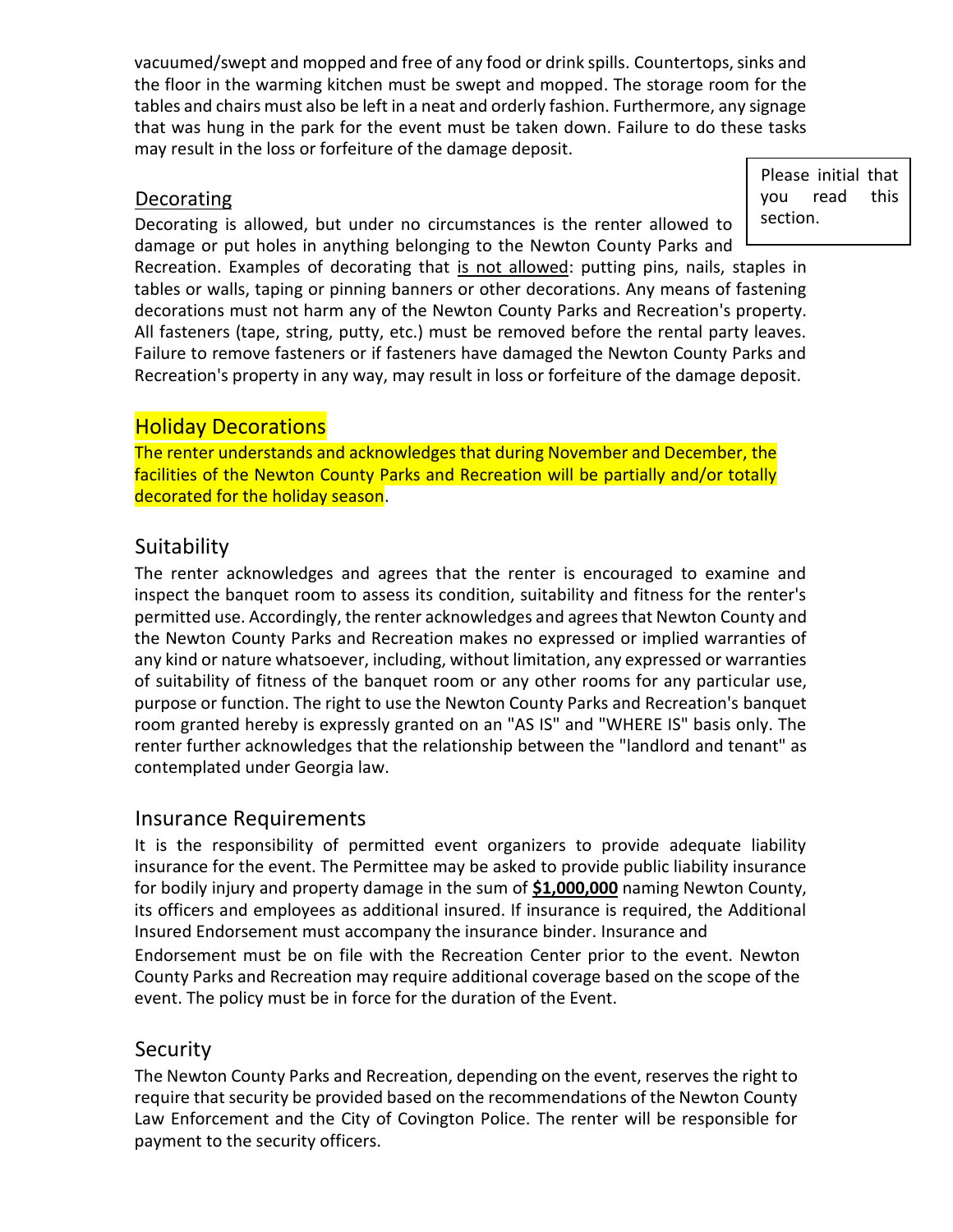vacuumed/swept and mopped and free of any food or drink spills. Countertops, sinks and the floor in the warming kitchen must be swept and mopped. The storage room for the tables and chairs must also be left in a neat and orderly fashion. Furthermore, any signage that was hung in the park for the event must be taken down. Failure to do these tasks may result in the loss or forfeiture of the damage deposit.

## Decorating

Please initial that you read this section.

Decorating is allowed, but under no circumstances is the renter allowed to damage or put holes in anything belonging to the Newton County Parks and Recreation. Examples of decorating that is not allowed: putting pins, nails, staples in tables or walls, taping or pinning banners or other decorations. Any means of fastening decorations must not harm any of the Newton County Parks and Recreation's property. All fasteners (tape, string, putty, etc.) must be removed before the rental party leaves. Failure to remove fasteners or if fasteners have damaged the Newton County Parks and Recreation's property in any way, may result in loss or forfeiture of the damage deposit.

## Holiday Decorations

The renter understands and acknowledges that during November and December, the facilities of the Newton County Parks and Recreation will be partially and/or totally decorated for the holiday season.

## Suitability

The renter acknowledges and agrees that the renter is encouraged to examine and inspect the banquet room to assess its condition, suitability and fitness for the renter's permitted use. Accordingly, the renter acknowledges and agrees that Newton County and the Newton County Parks and Recreation makes no expressed or implied warranties of any kind or nature whatsoever, including, without limitation, any expressed or warranties of suitability of fitness of the banquet room or any other rooms for any particular use, purpose or function. The right to use the Newton County Parks and Recreation's banquet room granted hereby is expressly granted on an "AS IS" and "WHERE IS" basis only. The renter further acknowledges that the relationship between the "landlord and tenant" as contemplated under Georgia law.

## Insurance Requirements

It is the responsibility of permitted event organizers to provide adequate liability insurance for the event. The Permittee may be asked to provide public liability insurance for bodily injury and property damage in the sum of **$1,000,000** naming Newton County, its officers and employees as additional insured. If insurance is required, the Additional Insured Endorsement must accompany the insurance binder. Insurance and Endorsement must be on file with the Recreation Center prior to the event. Newton County Parks and Recreation may require additional coverage based on the scope of the event. The policy must be in force for the duration of the Event.

## Security

The Newton County Parks and Recreation, depending on the event, reserves the right to require that security be provided based on the recommendations of the Newton County Law Enforcement and the City of Covington Police. The renter will be responsible for payment to the security officers.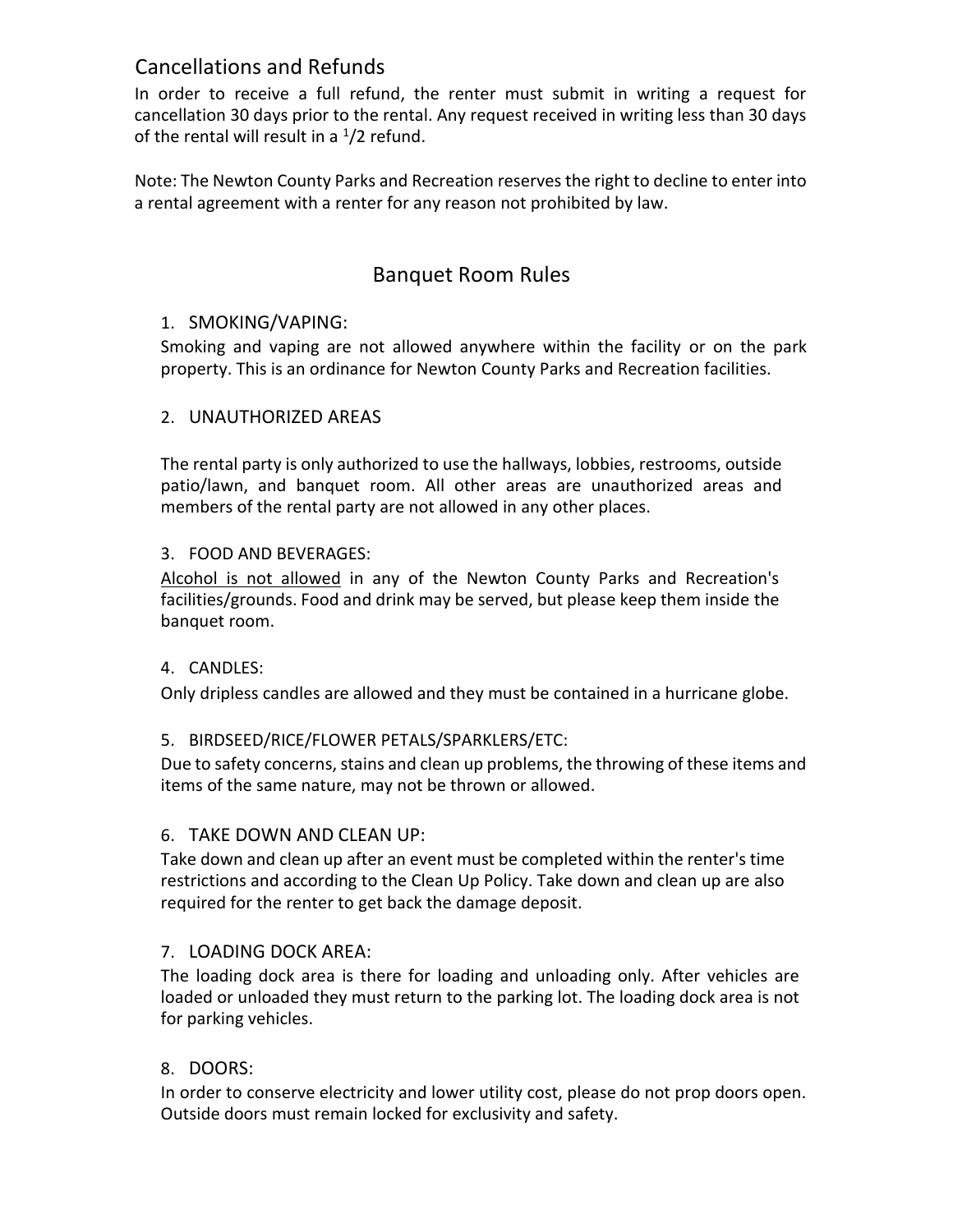## Cancellations and Refunds

In order to receive a full refund, the renter must submit in writing a request for cancellation 30 days prior to the rental. Any request received in writing less than 30 days of the rental will result in a 1/2 refund.

Note: The Newton County Parks and Recreation reserves the right to decline to enter into a rental agreement with a renter for any reason not prohibited by law.

## Banquet Room Rules

1. SMOKING/VAPING:
   Smoking and vaping are not allowed anywhere within the facility or on the park property. This is an ordinance for Newton County Parks and Recreation facilities.

2. UNAUTHORIZED AREAS

   The rental party is only authorized to use the hallways, lobbies, restrooms, outside patio/lawn, and banquet room. All other areas are unauthorized areas and members of the rental party are not allowed in any other places.

3. FOOD AND BEVERAGES:
   <u>Alcohol is not allowed</u> in any of the Newton County Parks and Recreation's facilities/grounds. Food and drink may be served, but please keep them inside the banquet room.

4. CANDLES:
   Only dripless candles are allowed and they must be contained in a hurricane globe.

5. BIRDSEED/RICE/FLOWER PETALS/SPARKLERS/ETC:
   Due to safety concerns, stains and clean up problems, the throwing of these items and items of the same nature, may not be thrown or allowed.

6. TAKE DOWN AND CLEAN UP:
   Take down and clean up after an event must be completed within the renter's time restrictions and according to the Clean Up Policy. Take down and clean up are also required for the renter to get back the damage deposit.

7. LOADING DOCK AREA:
   The loading dock area is there for loading and unloading only. After vehicles are loaded or unloaded they must return to the parking lot. The loading dock area is not for parking vehicles.

8. DOORS:
   In order to conserve electricity and lower utility cost, please do not prop doors open. Outside doors must remain locked for exclusivity and safety.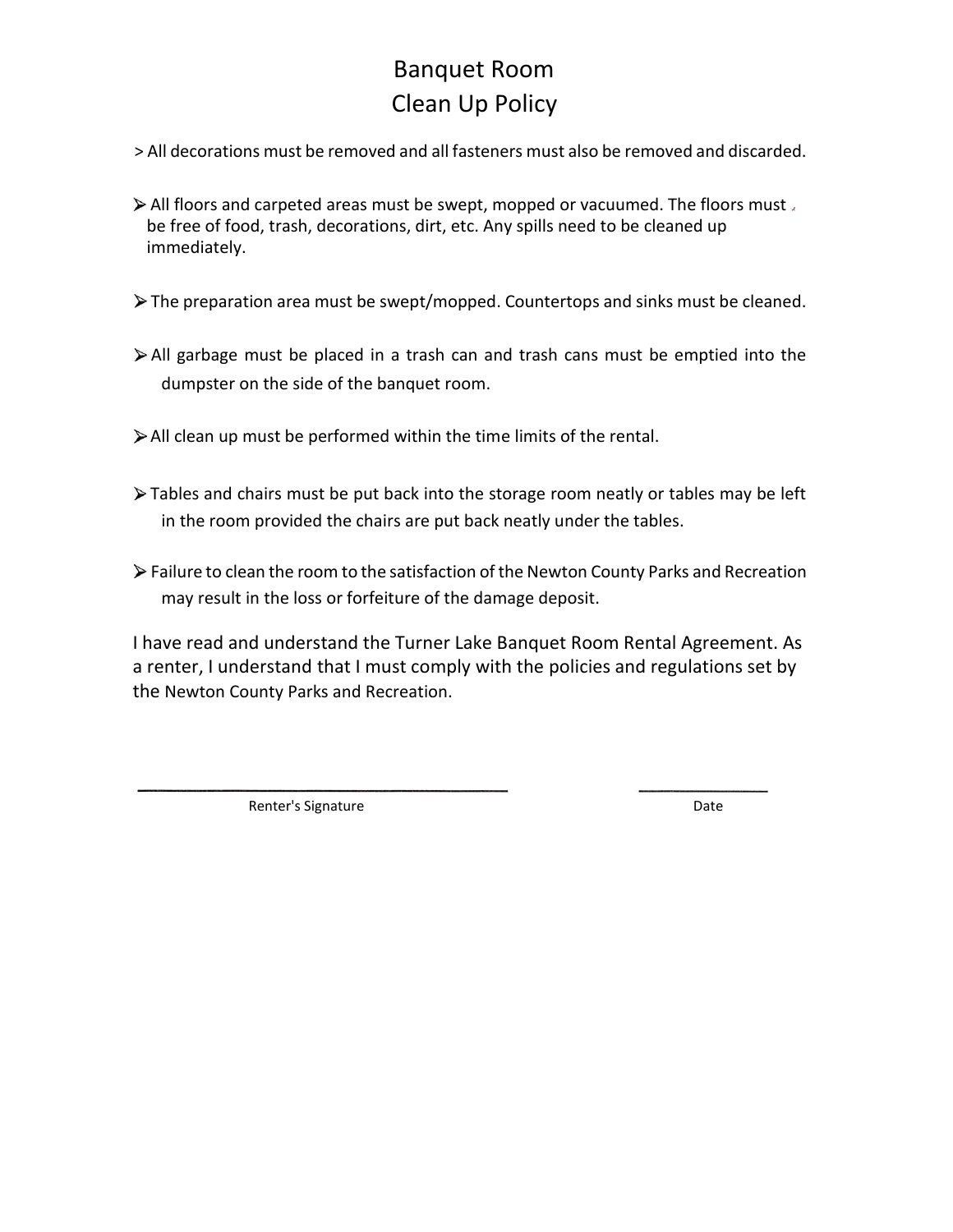# Banquet Room
# Clean Up Policy

- All decorations must be removed and all fasteners must also be removed and discarded.
- All floors and carpeted areas must be swept, mopped or vacuumed. The floors must be free of food, trash, decorations, dirt, etc. Any spills need to be cleaned up immediately.
- The preparation area must be swept/mopped. Countertops and sinks must be cleaned.
- All garbage must be placed in a trash can and trash cans must be emptied into the dumpster on the side of the banquet room.
- All clean up must be performed within the time limits of the rental.
- Tables and chairs must be put back into the storage room neatly or tables may be left in the room provided the chairs are put back neatly under the tables.
- Failure to clean the room to the satisfaction of the Newton County Parks and Recreation may result in the loss or forfeiture of the damage deposit.

I have read and understand the Turner Lake Banquet Room Rental Agreement. As a renter, I understand that I must comply with the policies and regulations set by the Newton County Parks and Recreation.

\_\_\_\_\_\_\_\_\_\_\_\_\_\_\_\_\_\_\_\_\_\_\_\_\_\_\_\_\_\_\_\_\_\_\_\_\_\_\_\_ \_\_\_\_\_\_\_\_\_\_\_\_\_\_\_

Renter's Signature Date